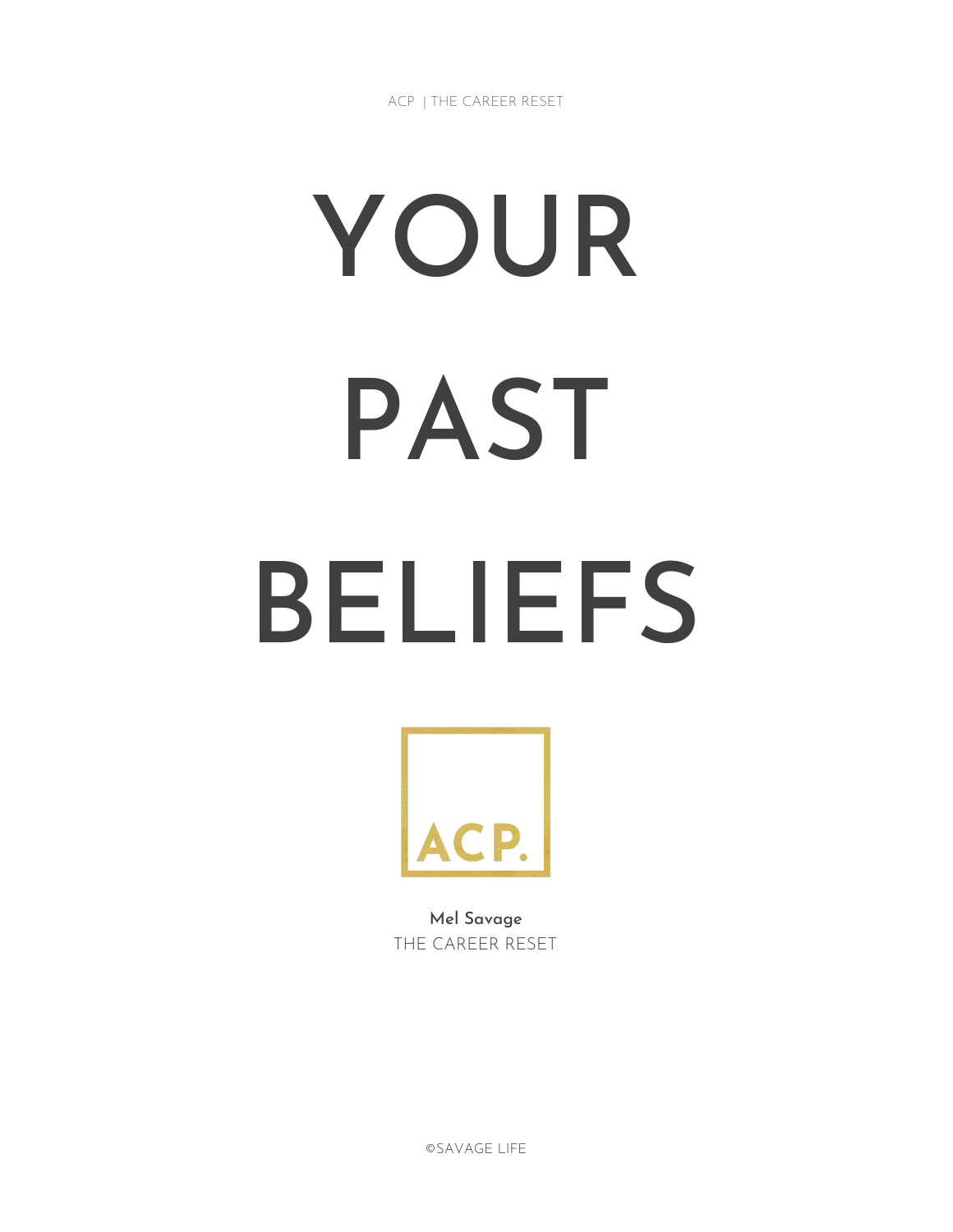ACP | THE CAREER RESET

# YOUR PAST BELIEFS

ACP.

**Mel Savage**
THE CAREER RESET

©SAVAGE LIFE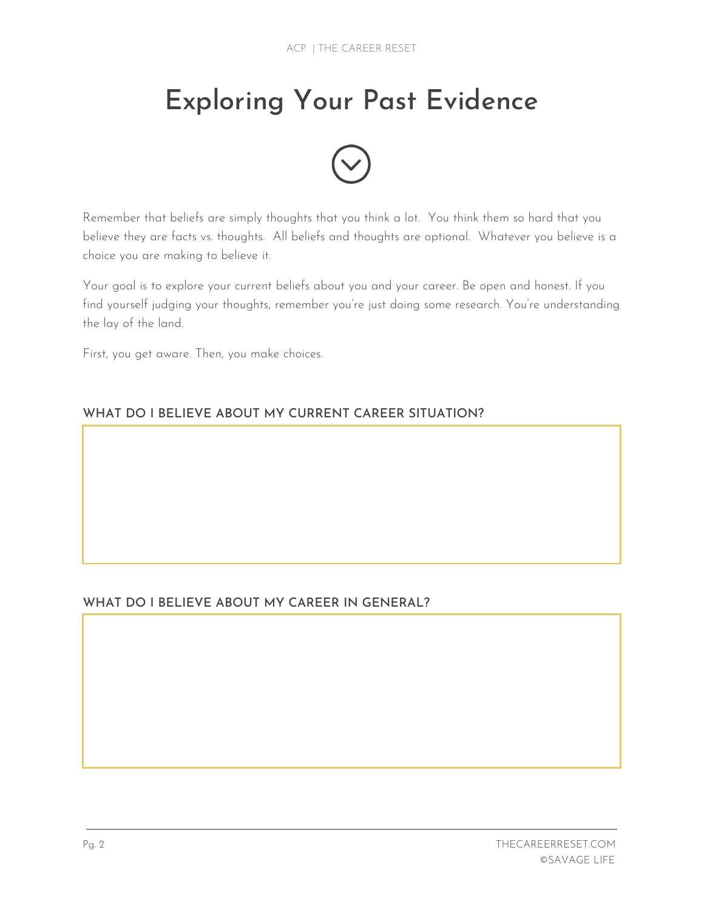# Exploring Your Past Evidence

Remember that beliefs are simply thoughts that you think a lot. You think them so hard that you believe they are facts vs. thoughts. All beliefs and thoughts are optional. Whatever you believe is a choice you are making to believe it.

Your goal is to explore your current beliefs about you and your career. Be open and honest. If you find yourself judging your thoughts, remember you're just doing some research. You're understanding the lay of the land.

First, you get aware. Then, you make choices.

### WHAT DO I BELIEVE ABOUT MY CURRENT CAREER SITUATION?

### WHAT DO I BELIEVE ABOUT MY CAREER IN GENERAL?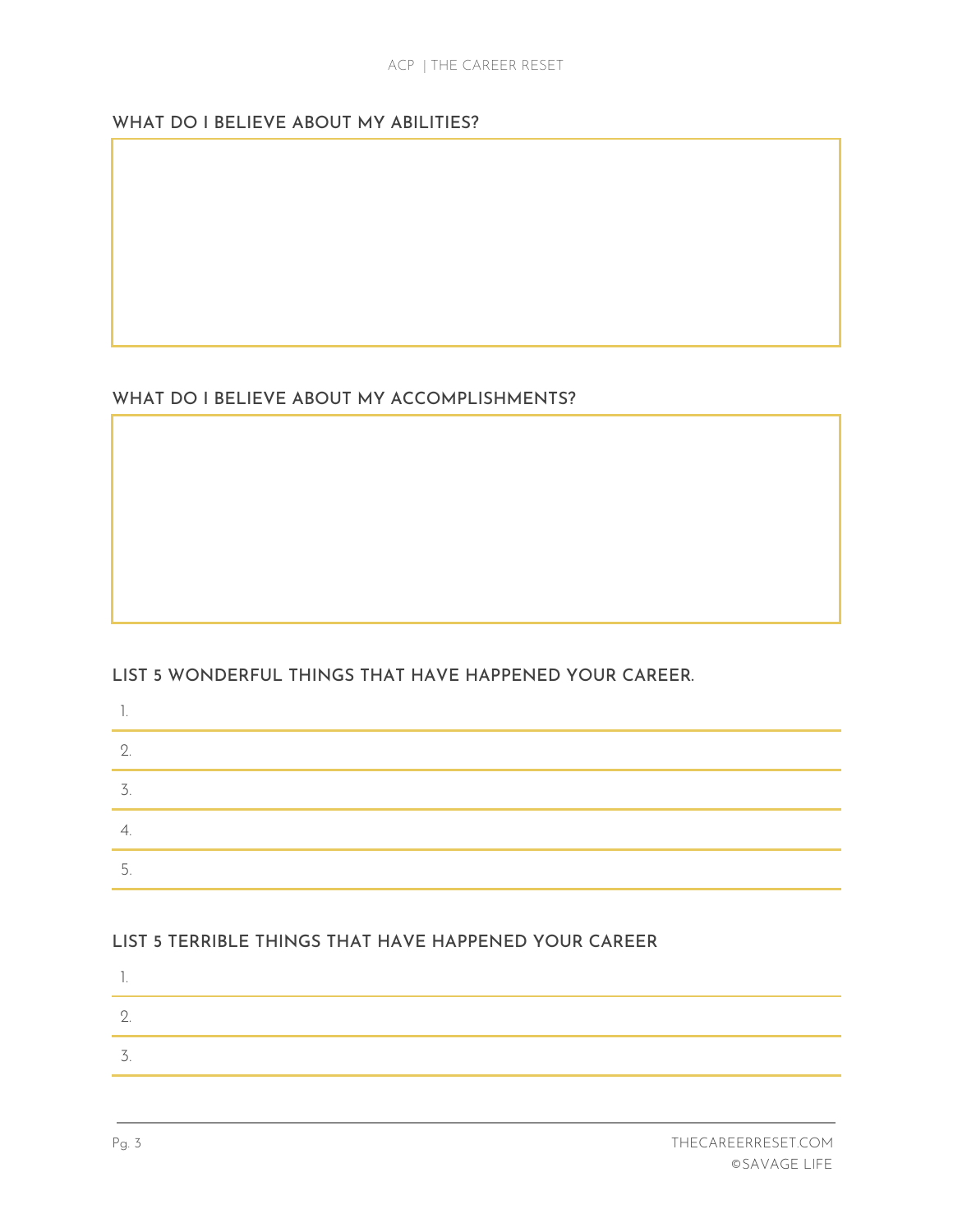### WHAT DO I BELIEVE ABOUT MY ABILITIES?

### WHAT DO I BELIEVE ABOUT MY ACCOMPLISHMENTS?

### LIST 5 WONDERFUL THINGS THAT HAVE HAPPENED YOUR CAREER.

1.
2.
3.
4.
5.

### LIST 5 TERRIBLE THINGS THAT HAVE HAPPENED YOUR CAREER

1.
2.
3.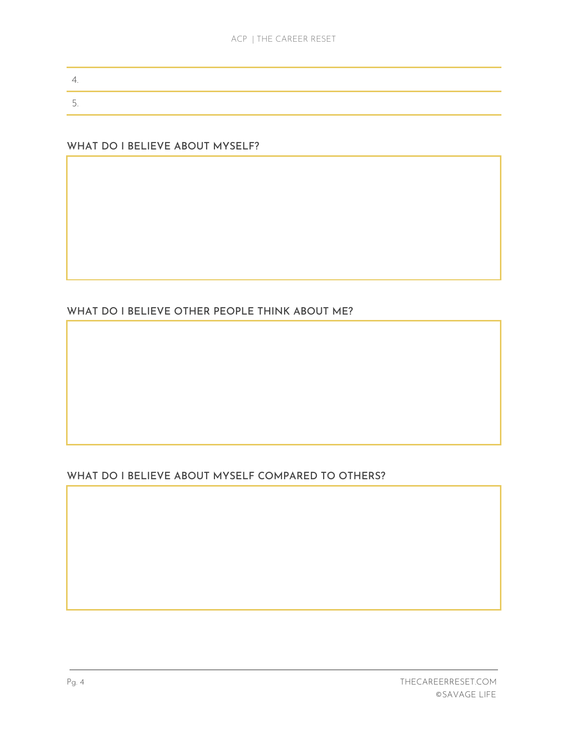4.

5.

## WHAT DO I BELIEVE ABOUT MYSELF?

## WHAT DO I BELIEVE OTHER PEOPLE THINK ABOUT ME?

## WHAT DO I BELIEVE ABOUT MYSELF COMPARED TO OTHERS?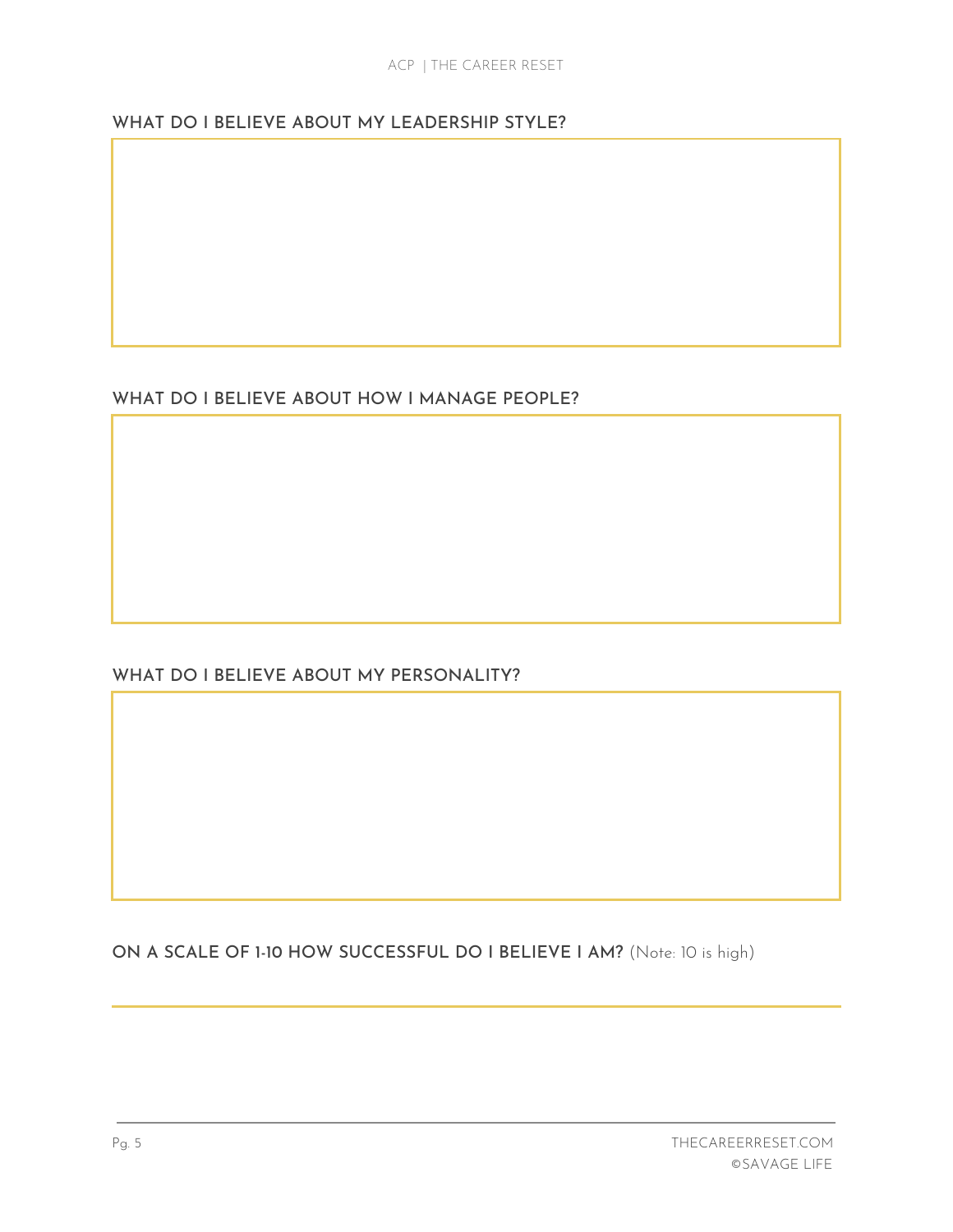## WHAT DO I BELIEVE ABOUT MY LEADERSHIP STYLE?

## WHAT DO I BELIEVE ABOUT HOW I MANAGE PEOPLE?

## WHAT DO I BELIEVE ABOUT MY PERSONALITY?

**ON A SCALE OF 1-10 HOW SUCCESSFUL DO I BELIEVE I AM?** (Note: 10 is high)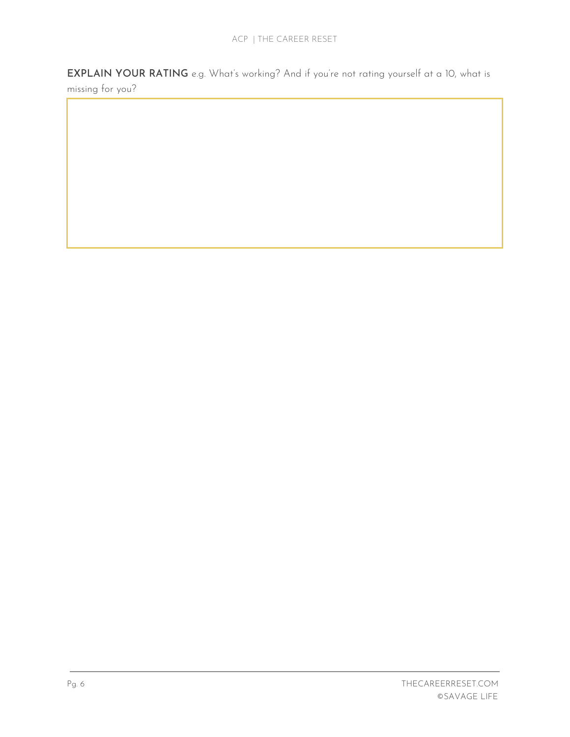**EXPLAIN YOUR RATING** e.g. What's working? And if you're not rating yourself at a 10, what is missing for you?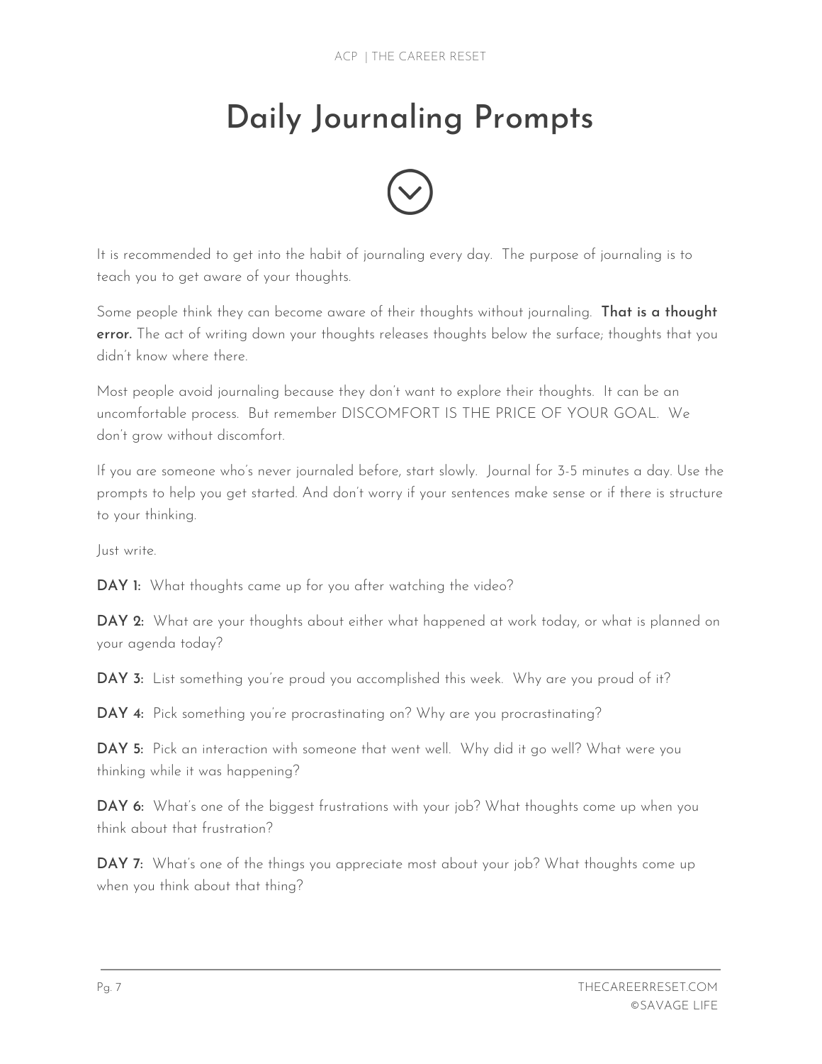# Daily Journaling Prompts

It is recommended to get into the habit of journaling every day. The purpose of journaling is to teach you to get aware of your thoughts.

Some people think they can become aware of their thoughts without journaling. **That is a thought error.** The act of writing down your thoughts releases thoughts below the surface; thoughts that you didn't know where there.

Most people avoid journaling because they don't want to explore their thoughts. It can be an uncomfortable process. But remember DISCOMFORT IS THE PRICE OF YOUR GOAL. We don't grow without discomfort.

If you are someone who's never journaled before, start slowly. Journal for 3-5 minutes a day. Use the prompts to help you get started. And don't worry if your sentences make sense or if there is structure to your thinking.

Just write.

**DAY 1:** What thoughts came up for you after watching the video?

**DAY 2:** What are your thoughts about either what happened at work today, or what is planned on your agenda today?

**DAY 3:** List something you're proud you accomplished this week. Why are you proud of it?

**DAY 4:** Pick something you're procrastinating on? Why are you procrastinating?

**DAY 5:** Pick an interaction with someone that went well. Why did it go well? What were you thinking while it was happening?

**DAY 6:** What's one of the biggest frustrations with your job? What thoughts come up when you think about that frustration?

**DAY 7:** What's one of the things you appreciate most about your job? What thoughts come up when you think about that thing?